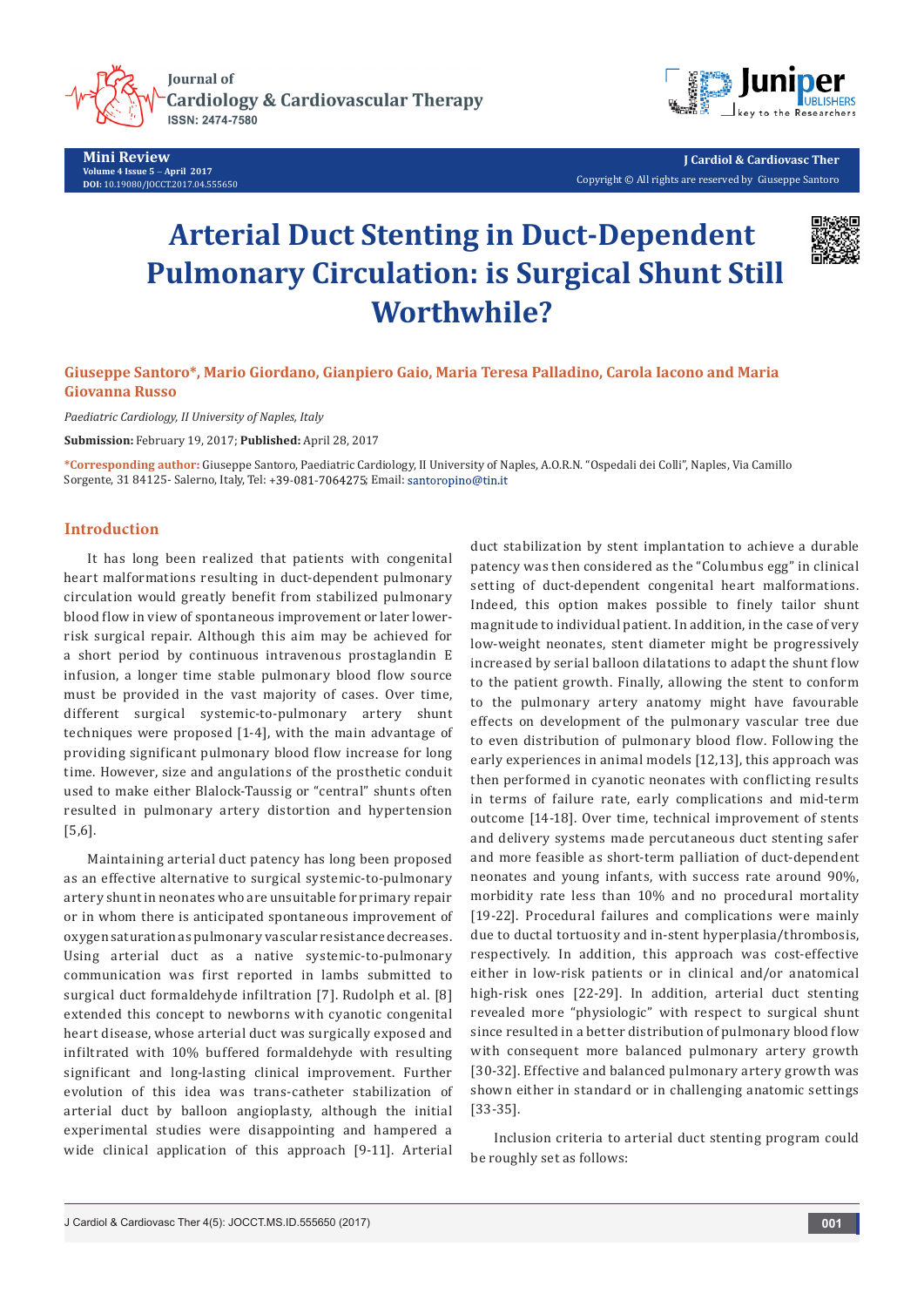Mini Review

# Arterial Duct Stenting in Duct-Dependent Pulmonary Circulation: is Surgical Shunt Still Worthwhile?

**Giuseppe Santoro*, Mario Giordano, Gianpiero Gaio, Maria Teresa Palladino, Carola Iacono and Maria Giovanna Russo**

*Paediatric Cardiology, II University of Naples, Italy*

**Submission:** February 19, 2017; **Published:** April 28, 2017

***Corresponding author:** Giuseppe Santoro, Paediatric Cardiology, II University of Naples, A.O.R.N. "Ospedali dei Colli", Naples, Via Camillo Sorgente, 31 84125- Salerno, Italy, Tel: +39-081-7064275; Email: santoropino@tin.it

## Introduction

It has long been realized that patients with congenital heart malformations resulting in duct-dependent pulmonary circulation would greatly benefit from stabilized pulmonary blood flow in view of spontaneous improvement or later lower-risk surgical repair. Although this aim may be achieved for a short period by continuous intravenous prostaglandin E infusion, a longer time stable pulmonary blood flow source must be provided in the vast majority of cases. Over time, different surgical systemic-to-pulmonary artery shunt techniques were proposed [1-4], with the main advantage of providing significant pulmonary blood flow increase for long time. However, size and angulations of the prosthetic conduit used to make either Blalock-Taussig or "central" shunts often resulted in pulmonary artery distortion and hypertension [5,6].

Maintaining arterial duct patency has long been proposed as an effective alternative to surgical systemic-to-pulmonary artery shunt in neonates who are unsuitable for primary repair or in whom there is anticipated spontaneous improvement of oxygen saturation as pulmonary vascular resistance decreases. Using arterial duct as a native systemic-to-pulmonary communication was first reported in lambs submitted to surgical duct formaldehyde infiltration [7]. Rudolph et al. [8] extended this concept to newborns with cyanotic congenital heart disease, whose arterial duct was surgically exposed and infiltrated with 10% buffered formaldehyde with resulting significant and long-lasting clinical improvement. Further evolution of this idea was trans-catheter stabilization of arterial duct by balloon angioplasty, although the initial experimental studies were disappointing and hampered a wide clinical application of this approach [9-11]. Arterial duct stabilization by stent implantation to achieve a durable patency was then considered as the "Columbus egg" in clinical setting of duct-dependent congenital heart malformations. Indeed, this option makes possible to finely tailor shunt magnitude to individual patient. In addition, in the case of very low-weight neonates, stent diameter might be progressively increased by serial balloon dilatations to adapt the shunt flow to the patient growth. Finally, allowing the stent to conform to the pulmonary artery anatomy might have favourable effects on development of the pulmonary vascular tree due to even distribution of pulmonary blood flow. Following the early experiences in animal models [12,13], this approach was then performed in cyanotic neonates with conflicting results in terms of failure rate, early complications and mid-term outcome [14-18]. Over time, technical improvement of stents and delivery systems made percutaneous duct stenting safer and more feasible as short-term palliation of duct-dependent neonates and young infants, with success rate around 90%, morbidity rate less than 10% and no procedural mortality [19-22]. Procedural failures and complications were mainly due to ductal tortuosity and in-stent hyperplasia/thrombosis, respectively. In addition, this approach was cost-effective either in low-risk patients or in clinical and/or anatomical high-risk ones [22-29]. In addition, arterial duct stenting revealed more "physiologic" with respect to surgical shunt since resulted in a better distribution of pulmonary blood flow with consequent more balanced pulmonary artery growth [30-32]. Effective and balanced pulmonary artery growth was shown either in standard or in challenging anatomic settings [33-35].

Inclusion criteria to arterial duct stenting program could be roughly set as follows: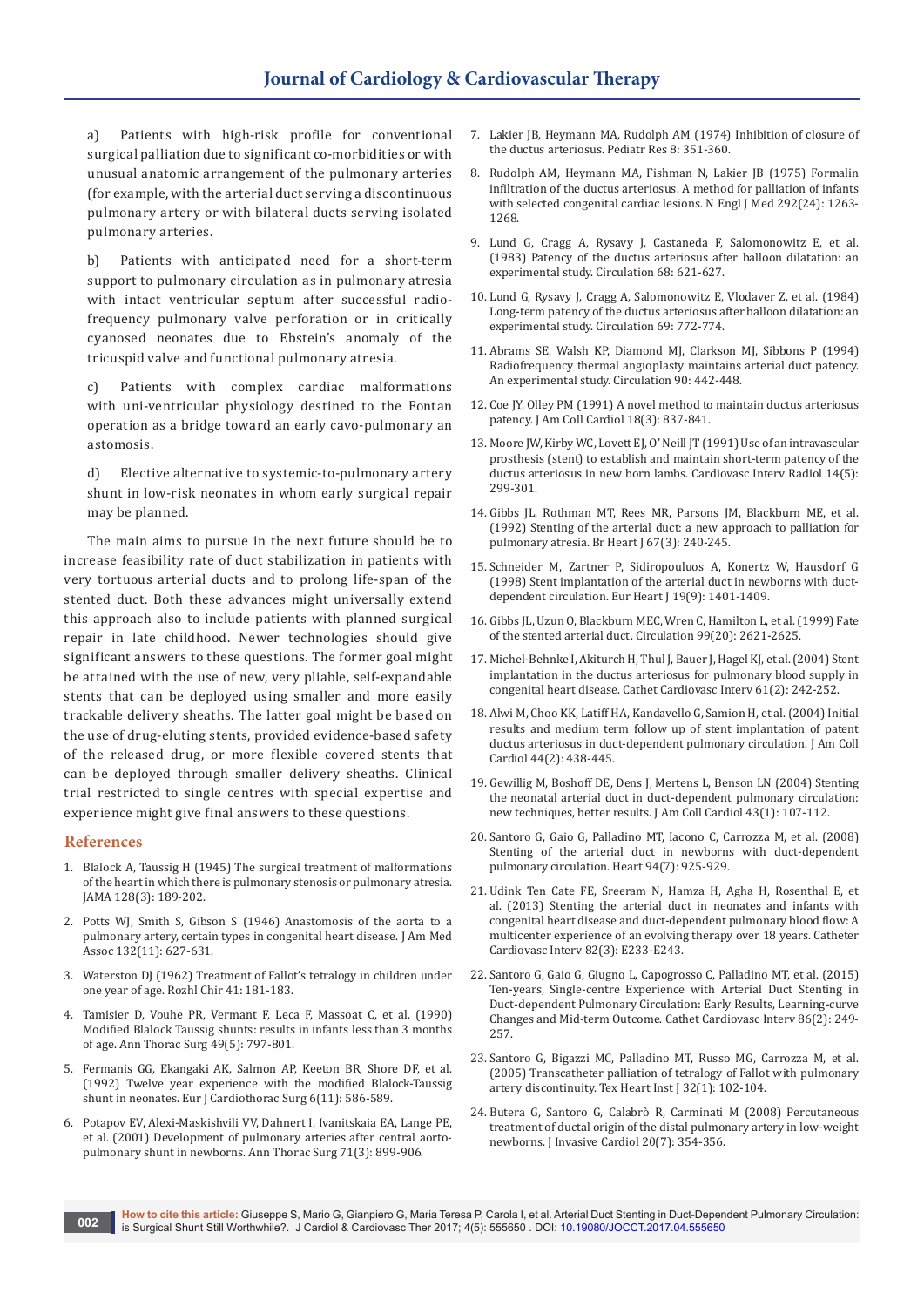a) Patients with high-risk profile for conventional surgical palliation due to significant co-morbidities or with unusual anatomic arrangement of the pulmonary arteries (for example, with the arterial duct serving a discontinuous pulmonary artery or with bilateral ducts serving isolated pulmonary arteries.

b) Patients with anticipated need for a short-term support to pulmonary circulation as in pulmonary atresia with intact ventricular septum after successful radio-frequency pulmonary valve perforation or in critically cyanosed neonates due to Ebstein's anomaly of the tricuspid valve and functional pulmonary atresia.

c) Patients with complex cardiac malformations with uni-ventricular physiology destined to the Fontan operation as a bridge toward an early cavo-pulmonary an astomosis.

d) Elective alternative to systemic-to-pulmonary artery shunt in low-risk neonates in whom early surgical repair may be planned.

The main aims to pursue in the next future should be to increase feasibility rate of duct stabilization in patients with very tortuous arterial ducts and to prolong life-span of the stented duct. Both these advances might universally extend this approach also to include patients with planned surgical repair in late childhood. Newer technologies should give significant answers to these questions. The former goal might be attained with the use of new, very pliable, self-expandable stents that can be deployed using smaller and more easily trackable delivery sheaths. The latter goal might be based on the use of drug-eluting stents, provided evidence-based safety of the released drug, or more flexible covered stents that can be deployed through smaller delivery sheaths. Clinical trial restricted to single centres with special expertise and experience might give final answers to these questions.

## References

1. Blalock A, Taussig H (1945) The surgical treatment of malformations of the heart in which there is pulmonary stenosis or pulmonary atresia. JAMA 128(3): 189-202.
2. Potts WJ, Smith S, Gibson S (1946) Anastomosis of the aorta to a pulmonary artery, certain types in congenital heart disease. J Am Med Assoc 132(11): 627-631.
3. Waterston DJ (1962) Treatment of Fallot's tetralogy in children under one year of age. Rozhl Chir 41: 181-183.
4. Tamisier D, Vouhe PR, Vermant F, Leca F, Massoat C, et al. (1990) Modified Blalock Taussig shunts: results in infants less than 3 months of age. Ann Thorac Surg 49(5): 797-801.
5. Fermanis GG, Ekangaki AK, Salmon AP, Keeton BR, Shore DF, et al. (1992) Twelve year experience with the modified Blalock-Taussig shunt in neonates. Eur J Cardiothorac Surg 6(11): 586-589.
6. Potapov EV, Alexi-Maskishvili VV, Dahnert I, Ivanitskaia EA, Lange PE, et al. (2001) Development of pulmonary arteries after central aorto-pulmonary shunt in newborns. Ann Thorac Surg 71(3): 899-906.
7. Lakier JB, Heymann MA, Rudolph AM (1974) Inhibition of closure of the ductus arteriosus. Pediatr Res 8: 351-360.
8. Rudolph AM, Heymann MA, Fishman N, Lakier JB (1975) Formalin infiltration of the ductus arteriosus. A method for palliation of infants with selected congenital cardiac lesions. N Engl J Med 292(24): 1263-1268.
9. Lund G, Cragg A, Rysavy J, Castaneda F, Salomonowitz E, et al. (1983) Patency of the ductus arteriosus after balloon dilatation: an experimental study. Circulation 68: 621-627.
10. Lund G, Rysavy J, Cragg A, Salomonowitz E, Vlodaver Z, et al. (1984) Long-term patency of the ductus arteriosus after balloon dilatation: an experimental study. Circulation 69: 772-774.
11. Abrams SE, Walsh KP, Diamond MJ, Clarkson MJ, Sibbons P (1994) Radiofrequency thermal angioplasty maintains arterial duct patency. An experimental study. Circulation 90: 442-448.
12. Coe JY, Olley PM (1991) A novel method to maintain ductus arteriosus patency. J Am Coll Cardiol 18(3): 837-841.
13. Moore JW, Kirby WC, Lovett EJ, O' Neill JT (1991) Use of an intravascular prosthesis (stent) to establish and maintain short-term patency of the ductus arteriosus in new born lambs. Cardiovasc Interv Radiol 14(5): 299-301.
14. Gibbs JL, Rothman MT, Rees MR, Parsons JM, Blackburn ME, et al. (1992) Stenting of the arterial duct: a new approach to palliation for pulmonary atresia. Br Heart J 67(3): 240-245.
15. Schneider M, Zartner P, Sidiropouluos A, Konertz W, Hausdorf G (1998) Stent implantation of the arterial duct in newborns with duct-dependent circulation. Eur Heart J 19(9): 1401-1409.
16. Gibbs JL, Uzun O, Blackburn MEC, Wren C, Hamilton L, et al. (1999) Fate of the stented arterial duct. Circulation 99(20): 2621-2625.
17. Michel-Behnke I, Akiturch H, Thul J, Bauer J, Hagel KJ, et al. (2004) Stent implantation in the ductus arteriosus for pulmonary blood supply in congenital heart disease. Cathet Cardiovasc Interv 61(2): 242-252.
18. Alwi M, Choo KK, Latiff HA, Kandavello G, Samion H, et al. (2004) Initial results and medium term follow up of stent implantation of patent ductus arteriosus in duct-dependent pulmonary circulation. J Am Coll Cardiol 44(2): 438-445.
19. Gewillig M, Boshoff DE, Dens J, Mertens L, Benson LN (2004) Stenting the neonatal arterial duct in duct-dependent pulmonary circulation: new techniques, better results. J Am Coll Cardiol 43(1): 107-112.
20. Santoro G, Gaio G, Palladino MT, Iacono C, Carrozza M, et al. (2008) Stenting of the arterial duct in newborns with duct-dependent pulmonary circulation. Heart 94(7): 925-929.
21. Udink Ten Cate FE, Sreeram N, Hamza H, Agha H, Rosenthal E, et al. (2013) Stenting the arterial duct in neonates and infants with congenital heart disease and duct-dependent pulmonary blood flow: A multicenter experience of an evolving therapy over 18 years. Catheter Cardiovasc Interv 82(3): E233-E243.
22. Santoro G, Gaio G, Giugno L, Capogrosso C, Palladino MT, et al. (2015) Ten-years, Single-centre Experience with Arterial Duct Stenting in Duct-dependent Pulmonary Circulation: Early Results, Learning-curve Changes and Mid-term Outcome. Cathet Cardiovasc Interv 86(2): 249-257.
23. Santoro G, Bigazzi MC, Palladino MT, Russo MG, Carrozza M, et al. (2005) Transcatheter palliation of tetralogy of Fallot with pulmonary artery discontinuity. Tex Heart Inst J 32(1): 102-104.
24. Butera G, Santoro G, Calabrò R, Carminati M (2008) Percutaneous treatment of ductal origin of the distal pulmonary artery in low-weight newborns. J Invasive Cardiol 20(7): 354-356.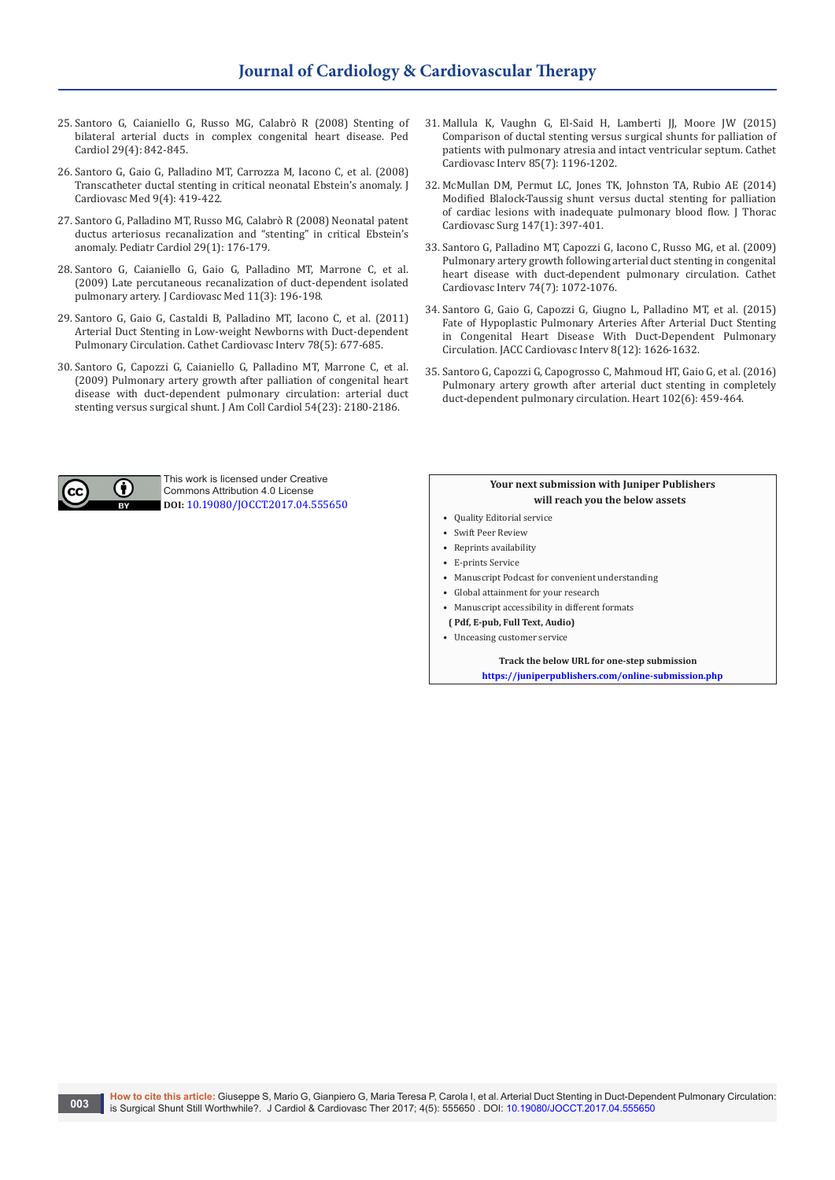25. Santoro G, Caianiello G, Russo MG, Calabrò R (2008) Stenting of bilateral arterial ducts in complex congenital heart disease. Ped Cardiol 29(4): 842-845.

26. Santoro G, Gaio G, Palladino MT, Carrozza M, Iacono C, et al. (2008) Transcatheter ductal stenting in critical neonatal Ebstein's anomaly. J Cardiovasc Med 9(4): 419-422.

27. Santoro G, Palladino MT, Russo MG, Calabrò R (2008) Neonatal patent ductus arteriosus recanalization and "stenting" in critical Ebstein's anomaly. Pediatr Cardiol 29(1): 176-179.

28. Santoro G, Caianiello G, Gaio G, Palladino MT, Marrone C, et al. (2009) Late percutaneous recanalization of duct-dependent isolated pulmonary artery. J Cardiovasc Med 11(3): 196-198.

29. Santoro G, Gaio G, Castaldi B, Palladino MT, Iacono C, et al. (2011) Arterial Duct Stenting in Low-weight Newborns with Duct-dependent Pulmonary Circulation. Cathet Cardiovasc Interv 78(5): 677-685.

30. Santoro G, Capozzi G, Caianiello G, Palladino MT, Marrone C, et al. (2009) Pulmonary artery growth after palliation of congenital heart disease with duct-dependent pulmonary circulation: arterial duct stenting versus surgical shunt. J Am Coll Cardiol 54(23): 2180-2186.

31. Mallula K, Vaughn G, El-Said H, Lamberti JJ, Moore JW (2015) Comparison of ductal stenting versus surgical shunts for palliation of patients with pulmonary atresia and intact ventricular septum. Cathet Cardiovasc Interv 85(7): 1196-1202.

32. McMullan DM, Permut LC, Jones TK, Johnston TA, Rubio AE (2014) Modified Blalock-Taussig shunt versus ductal stenting for palliation of cardiac lesions with inadequate pulmonary blood flow. J Thorac Cardiovasc Surg 147(1): 397-401.

33. Santoro G, Palladino MT, Capozzi G, Iacono C, Russo MG, et al. (2009) Pulmonary artery growth following arterial duct stenting in congenital heart disease with duct-dependent pulmonary circulation. Cathet Cardiovasc Interv 74(7): 1072-1076.

34. Santoro G, Gaio G, Capozzi G, Giugno L, Palladino MT, et al. (2015) Fate of Hypoplastic Pulmonary Arteries After Arterial Duct Stenting in Congenital Heart Disease With Duct-Dependent Pulmonary Circulation. JACC Cardiovasc Interv 8(12): 1626-1632.

35. Santoro G, Capozzi G, Capogrosso C, Mahmoud HT, Gaio G, et al. (2016) Pulmonary artery growth after arterial duct stenting in completely duct-dependent pulmonary circulation. Heart 102(6): 459-464.

This work is licensed under Creative Commons Attribution 4.0 License
**DOI:** 10.19080/JOCCT.2017.04.555650

**Your next submission with Juniper Publishers will reach you the below assets**

- Quality Editorial service
- Swift Peer Review
- Reprints availability
- E-prints Service
- Manuscript Podcast for convenient understanding
- Global attainment for your research
- Manuscript accessibility in different formats
  **( Pdf, E-pub, Full Text, Audio)**
- Unceasing customer service

**Track the below URL for one-step submission**
**https://juniperpublishers.com/online-submission.php**

**How to cite this article:** Giuseppe S, Mario G, Gianpiero G, Maria Teresa P, Carola I, et al. Arterial Duct Stenting in Duct-Dependent Pulmonary Circulation: is Surgical Shunt Still Worthwhile?. J Cardiol & Cardiovasc Ther 2017; 4(5): 555650 . DOI: 10.19080/JOCCT.2017.04.555650